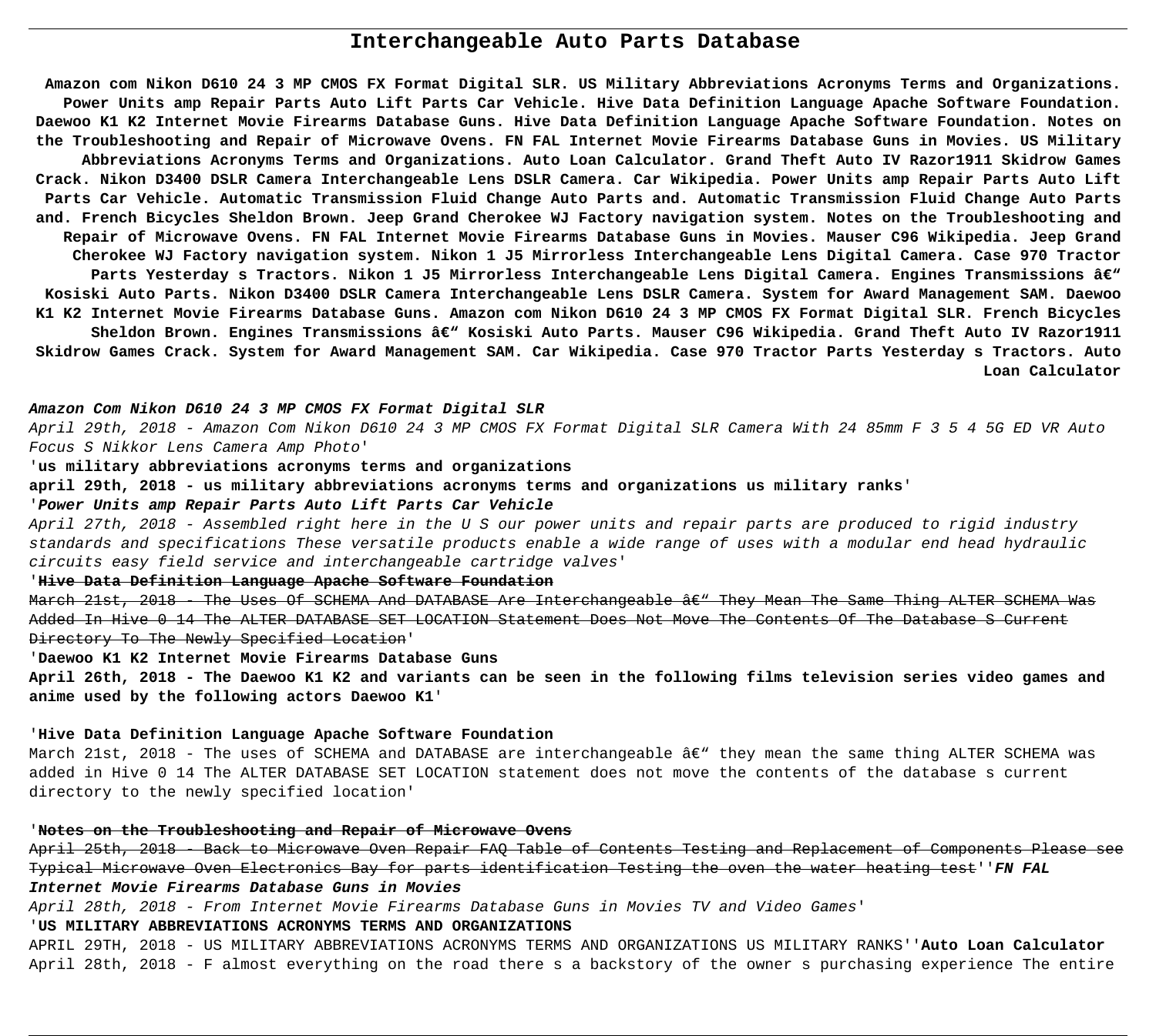# Interchangeable Auto Parts Database

**Amazon com Nikon D610 24 3 MP CMOS FX Format Digital SLR. US Military Abbreviations Acronyms Terms and Organizations. Power Units amp Repair Parts Auto Lift Parts Car Vehicle. Hive Data Definition Language Apache Software Foundation. Daewoo K1 K2 Internet Movie Firearms Database Guns. Hive Data Definition Language Apache Software Foundation. Notes on the Troubleshooting and Repair of Microwave Ovens. FN FAL Internet Movie Firearms Database Guns in Movies. US Military Abbreviations Acronyms Terms and Organizations. Auto Loan Calculator. Grand Theft Auto IV Razor1911 Skidrow Games Crack. Nikon D3400 DSLR Camera Interchangeable Lens DSLR Camera. Car Wikipedia. Power Units amp Repair Parts Auto Lift Parts Car Vehicle. Automatic Transmission Fluid Change Auto Parts and. Automatic Transmission Fluid Change Auto Parts and. French Bicycles Sheldon Brown. Jeep Grand Cherokee WJ Factory navigation system. Notes on the Troubleshooting and Repair of Microwave Ovens. FN FAL Internet Movie Firearms Database Guns in Movies. Mauser C96 Wikipedia. Jeep Grand Cherokee WJ Factory navigation system. Nikon 1 J5 Mirrorless Interchangeable Lens Digital Camera. Case 970 Tractor Parts Yesterday s Tractors. Nikon 1 J5 Mirrorless Interchangeable Lens Digital Camera. Engines Transmissions â€" Kosiski Auto Parts. Nikon D3400 DSLR Camera Interchangeable Lens DSLR Camera. System for Award Management SAM. Daewoo K1 K2 Internet Movie Firearms Database Guns. Amazon com Nikon D610 24 3 MP CMOS FX Format Digital SLR. French Bicycles Sheldon Brown. Engines Transmissions â€" Kosiski Auto Parts. Mauser C96 Wikipedia. Grand Theft Auto IV Razor1911 Skidrow Games Crack. System for Award Management SAM. Car Wikipedia. Case 970 Tractor Parts Yesterday s Tractors. Auto Loan Calculator**

**Amazon Com Nikon D610 24 3 MP CMOS FX Format Digital SLR**

*April 29th, 2018 - Amazon Com Nikon D610 24 3 MP CMOS FX Format Digital SLR Camera With 24 85mm F 3 5 4 5G ED VR Auto Focus S Nikkor Lens Camera Amp Photo'*

'**us military abbreviations acronyms terms and organizations**

**april 29th, 2018 - us military abbreviations acronyms terms and organizations us military ranks'**

'***Power Units amp Repair Parts Auto Lift Parts Car Vehicle***

*April 27th, 2018 - Assembled right here in the U S our power units and repair parts are produced to rigid industry standards and specifications These versatile products enable a wide range of uses with a modular end head hydraulic circuits easy field service and interchangeable cartridge valves'*

'**Hive Data Definition Language Apache Software Foundation**

~~March 21st, 2018 - The Uses Of SCHEMA And DATABASE Are Interchangeable â€" They Mean The Same Thing ALTER SCHEMA Was Added In Hive 0 14 The ALTER DATABASE SET LOCATION Statement Does Not Move The Contents Of The Database S Current Directory To The Newly Specified Location'~~

'**Daewoo K1 K2 Internet Movie Firearms Database Guns**

**April 26th, 2018 - The Daewoo K1 K2 and variants can be seen in the following films television series video games and anime used by the following actors Daewoo K1'**

'**Hive Data Definition Language Apache Software Foundation**

March 21st, 2018 - The uses of SCHEMA and DATABASE are interchangeable â€" they mean the same thing ALTER SCHEMA was added in Hive 0 14 The ALTER DATABASE SET LOCATION statement does not move the contents of the database s current directory to the newly specified location'

'~~**Notes on the Troubleshooting and Repair of Microwave Ovens**~~

~~April 25th, 2018 - Back to Microwave Oven Repair FAQ Table of Contents Testing and Replacement of Components Please see Typical Microwave Oven Electronics Bay for parts identification Testing the oven the water heating test'~~'***FN FAL Internet Movie Firearms Database Guns in Movies***

*April 28th, 2018 - From Internet Movie Firearms Database Guns in Movies TV and Video Games'*

'**US MILITARY ABBREVIATIONS ACRONYMS TERMS AND ORGANIZATIONS**

APRIL 29TH, 2018 - US MILITARY ABBREVIATIONS ACRONYMS TERMS AND ORGANIZATIONS US MILITARY RANKS''**Auto Loan Calculator**

April 28th, 2018 - F almost everything on the road there s a backstory of the owner s purchasing experience The entire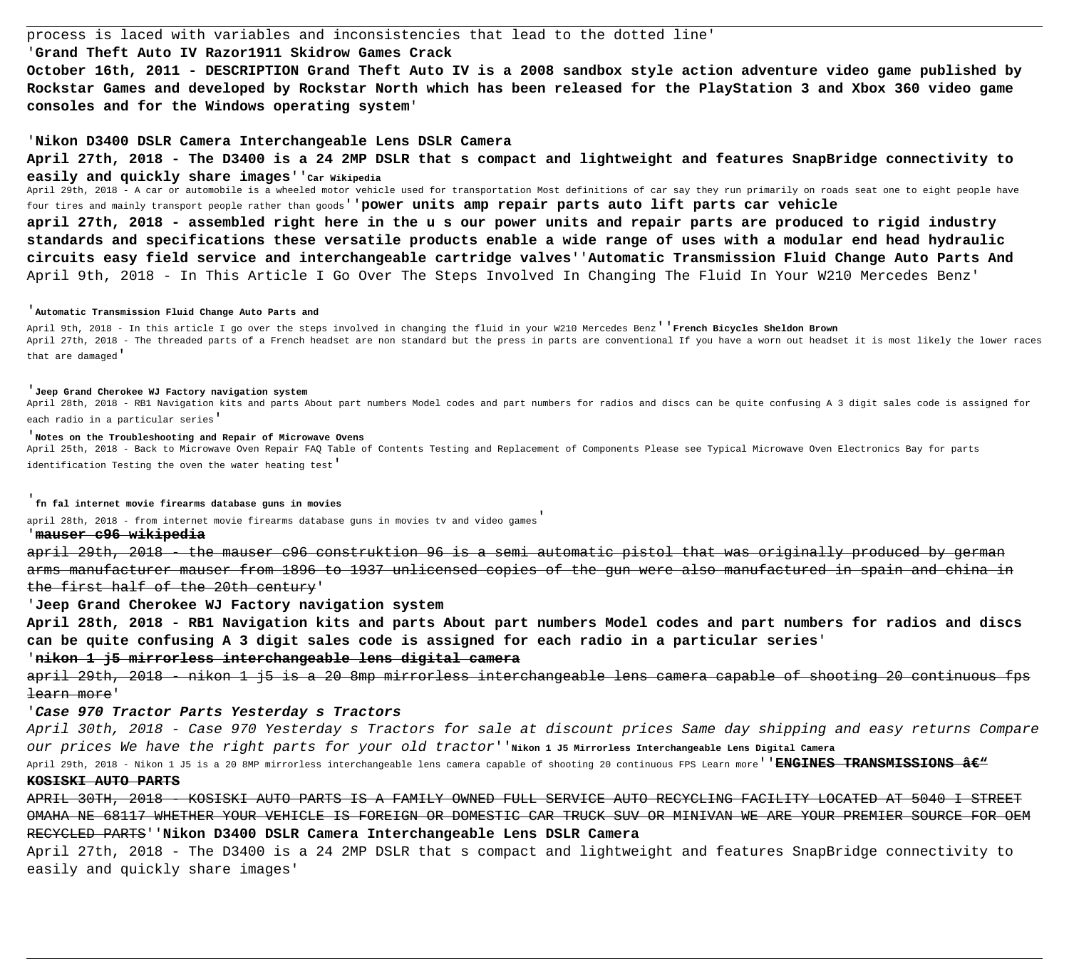process is laced with variables and inconsistencies that lead to the dotted line'

'**Grand Theft Auto IV Razor1911 Skidrow Games Crack**

**October 16th, 2011 - DESCRIPTION Grand Theft Auto IV is a 2008 sandbox style action adventure video game published by Rockstar Games and developed by Rockstar North which has been released for the PlayStation 3 and Xbox 360 video game consoles and for the Windows operating system**'

'**Nikon D3400 DSLR Camera Interchangeable Lens DSLR Camera**

**April 27th, 2018 - The D3400 is a 24 2MP DSLR that s compact and lightweight and features SnapBridge connectivity to easily and quickly share images**''**Car Wikipedia**

April 29th, 2018 - A car or automobile is a wheeled motor vehicle used for transportation Most definitions of car say they run primarily on roads seat one to eight people have four tires and mainly transport people rather than goods''**power units amp repair parts auto lift parts car vehicle**

**april 27th, 2018 - assembled right here in the u s our power units and repair parts are produced to rigid industry standards and specifications these versatile products enable a wide range of uses with a modular end head hydraulic circuits easy field service and interchangeable cartridge valves**''**Automatic Transmission Fluid Change Auto Parts And**

April 9th, 2018 - In This Article I Go Over The Steps Involved In Changing The Fluid In Your W210 Mercedes Benz'

'**Automatic Transmission Fluid Change Auto Parts and**

April 9th, 2018 - In this article I go over the steps involved in changing the fluid in your W210 Mercedes Benz''**French Bicycles Sheldon Brown**

April 27th, 2018 - The threaded parts of a French headset are non standard but the press in parts are conventional If you have a worn out headset it is most likely the lower races that are damaged'

'**Jeep Grand Cherokee WJ Factory navigation system**

April 28th, 2018 - RB1 Navigation kits and parts About part numbers Model codes and part numbers for radios and discs can be quite confusing A 3 digit sales code is assigned for each radio in a particular series'

'**Notes on the Troubleshooting and Repair of Microwave Ovens**

April 25th, 2018 - Back to Microwave Oven Repair FAQ Table of Contents Testing and Replacement of Components Please see Typical Microwave Oven Electronics Bay for parts identification Testing the oven the water heating test'

'**fn fal internet movie firearms database guns in movies**

april 28th, 2018 - from internet movie firearms database guns in movies tv and video games'

'**mauser c96 wikipedia**

april 29th, 2018 - the mauser c96 construktion 96 is a semi automatic pistol that was originally produced by german arms manufacturer mauser from 1896 to 1937 unlicensed copies of the gun were also manufactured in spain and china in the first half of the 20th century'

'**Jeep Grand Cherokee WJ Factory navigation system**

**April 28th, 2018 - RB1 Navigation kits and parts About part numbers Model codes and part numbers for radios and discs can be quite confusing A 3 digit sales code is assigned for each radio in a particular series**'

'**nikon 1 j5 mirrorless interchangeable lens digital camera**

april 29th, 2018 - nikon 1 j5 is a 20 8mp mirrorless interchangeable lens camera capable of shooting 20 continuous fps learn more'

'***Case 970 Tractor Parts Yesterday s Tractors***

*April 30th, 2018 - Case 970 Yesterday s Tractors for sale at discount prices Same day shipping and easy returns Compare our prices We have the right parts for your old tractor*''**Nikon 1 J5 Mirrorless Interchangeable Lens Digital Camera**

April 29th, 2018 - Nikon 1 J5 is a 20 8MP mirrorless interchangeable lens camera capable of shooting 20 continuous FPS Learn more''**ENGINES TRANSMISSIONS â€“ KOSISKI AUTO PARTS**

APRIL 30TH, 2018 - KOSISKI AUTO PARTS IS A FAMILY OWNED FULL SERVICE AUTO RECYCLING FACILITY LOCATED AT 5040 I STREET OMAHA NE 68117 WHETHER YOUR VEHICLE IS FOREIGN OR DOMESTIC CAR TRUCK SUV OR MINIVAN WE ARE YOUR PREMIER SOURCE FOR OEM RECYCLED PARTS''**Nikon D3400 DSLR Camera Interchangeable Lens DSLR Camera**

April 27th, 2018 - The D3400 is a 24 2MP DSLR that s compact and lightweight and features SnapBridge connectivity to easily and quickly share images'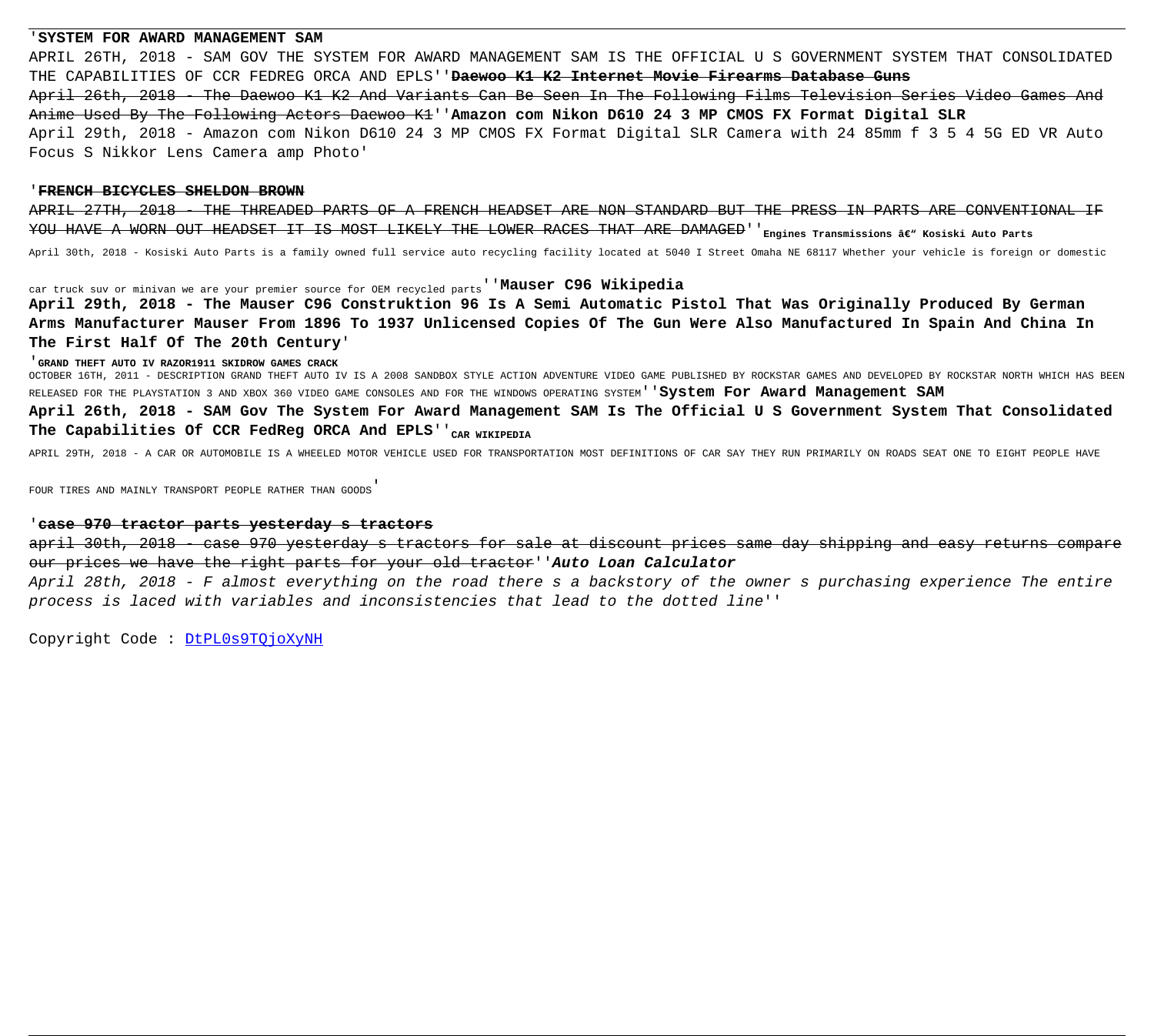'**SYSTEM FOR AWARD MANAGEMENT SAM**

APRIL 26TH, 2018 - SAM GOV THE SYSTEM FOR AWARD MANAGEMENT SAM IS THE OFFICIAL U S GOVERNMENT SYSTEM THAT CONSOLIDATED THE CAPABILITIES OF CCR FEDREG ORCA AND EPLS''~~**Daewoo K1 K2 Internet Movie Firearms Database Guns**~~

~~April 26th, 2018 - The Daewoo K1 K2 And Variants Can Be Seen In The Following Films Television Series Video Games And Anime Used By The Following Actors Daewoo K1~~''**Amazon com Nikon D610 24 3 MP CMOS FX Format Digital SLR**

April 29th, 2018 - Amazon com Nikon D610 24 3 MP CMOS FX Format Digital SLR Camera with 24 85mm f 3 5 4 5G ED VR Auto Focus S Nikkor Lens Camera amp Photo'

'~~**FRENCH BICYCLES SHELDON BROWN**~~

~~APRIL 27TH, 2018 - THE THREADED PARTS OF A FRENCH HEADSET ARE NON STANDARD BUT THE PRESS IN PARTS ARE CONVENTIONAL IF YOU HAVE A WORN OUT HEADSET IT IS MOST LIKELY THE LOWER RACES THAT ARE DAMAGED~~''**Engines Transmissions â€" Kosiski Auto Parts**

April 30th, 2018 - Kosiski Auto Parts is a family owned full service auto recycling facility located at 5040 I Street Omaha NE 68117 Whether your vehicle is foreign or domestic car truck suv or minivan we are your premier source for OEM recycled parts''**Mauser C96 Wikipedia**

**April 29th, 2018 - The Mauser C96 Construktion 96 Is A Semi Automatic Pistol That Was Originally Produced By German Arms Manufacturer Mauser From 1896 To 1937 Unlicensed Copies Of The Gun Were Also Manufactured In Spain And China In The First Half Of The 20th Century**'

'**GRAND THEFT AUTO IV RAZOR1911 SKIDROW GAMES CRACK**

OCTOBER 16TH, 2011 - DESCRIPTION GRAND THEFT AUTO IV IS A 2008 SANDBOX STYLE ACTION ADVENTURE VIDEO GAME PUBLISHED BY ROCKSTAR GAMES AND DEVELOPED BY ROCKSTAR NORTH WHICH HAS BEEN RELEASED FOR THE PLAYSTATION 3 AND XBOX 360 VIDEO GAME CONSOLES AND FOR THE WINDOWS OPERATING SYSTEM''**System For Award Management SAM**

**April 26th, 2018 - SAM Gov The System For Award Management SAM Is The Official U S Government System That Consolidated The Capabilities Of CCR FedReg ORCA And EPLS**''**CAR WIKIPEDIA**

APRIL 29TH, 2018 - A CAR OR AUTOMOBILE IS A WHEELED MOTOR VEHICLE USED FOR TRANSPORTATION MOST DEFINITIONS OF CAR SAY THEY RUN PRIMARILY ON ROADS SEAT ONE TO EIGHT PEOPLE HAVE FOUR TIRES AND MAINLY TRANSPORT PEOPLE RATHER THAN GOODS'

'~~**case 970 tractor parts yesterday s tractors**~~

~~april 30th, 2018 - case 970 yesterday s tractors for sale at discount prices same day shipping and easy returns compare our prices we have the right parts for your old tractor~~''***Auto Loan Calculator***

*April 28th, 2018 - F almost everything on the road there s a backstory of the owner s purchasing experience The entire process is laced with variables and inconsistencies that lead to the dotted line*''

Copyright Code : DtPL0s9TQjoXyNH